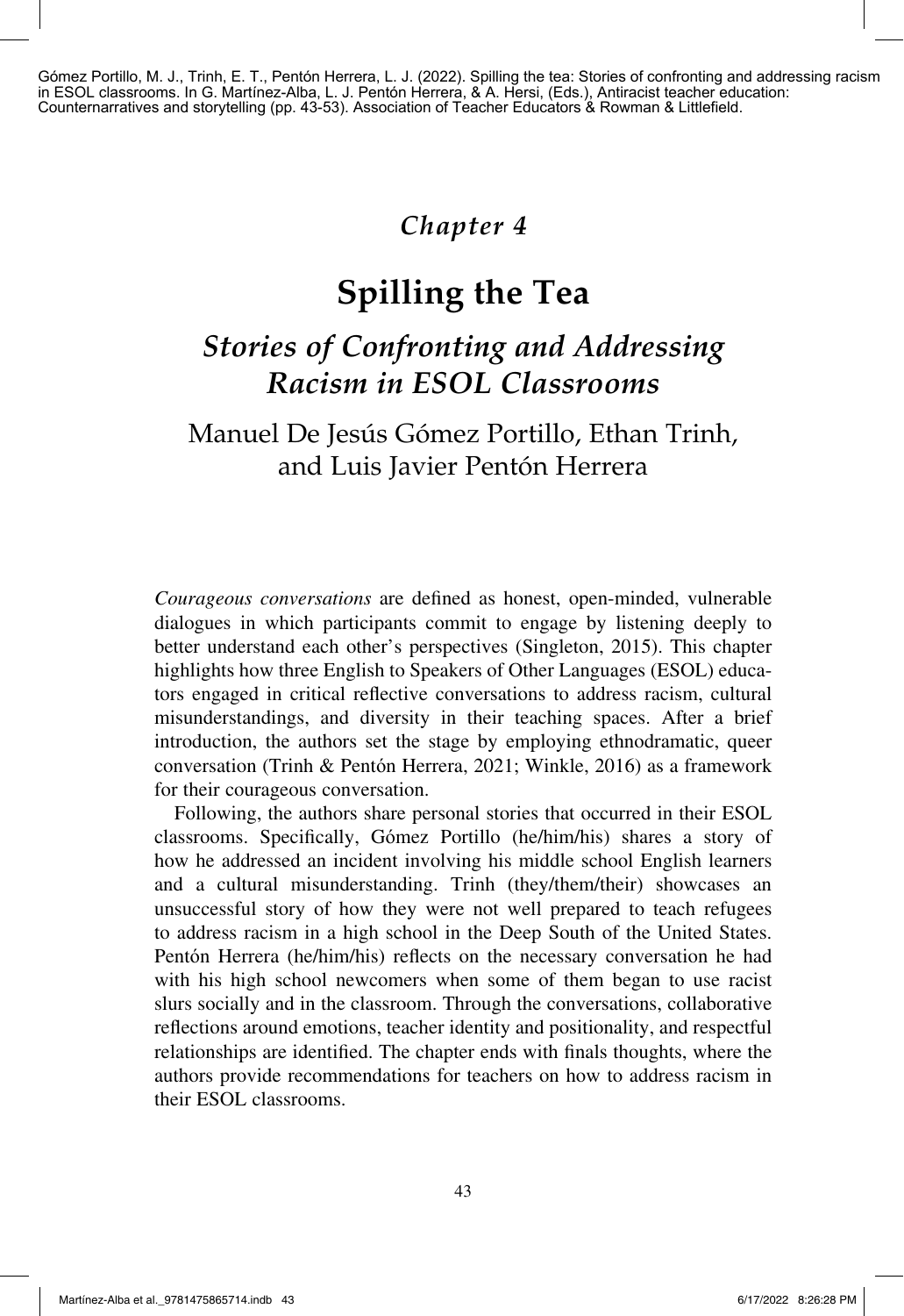Gómez Portillo, M. J., Trinh, E. T., Pentón Herrera, L. J. (2022). Spilling the tea: Stories of confronting and addressing racism in ESOL classrooms. In G. Martínez-Alba, L. J. Pentón Herrera, & A. Hersi, (Eds.), Antiracist teacher education: Counternarratives and storytelling (pp. 43-53). Association of Teacher Educators & Rowman & Littlefield.

*Chapter 4*

# Spilling the Tea

## *Stories of Confronting and Addressing Racism in ESOL Classrooms*

Manuel De Jesús Gómez Portillo, Ethan Trinh, and Luis Javier Pentón Herrera

*Courageous conversations* are defined as honest, open-minded, vulnerable dialogues in which participants commit to engage by listening deeply to better understand each other's perspectives (Singleton, 2015). This chapter highlights how three English to Speakers of Other Languages (ESOL) educators engaged in critical reflective conversations to address racism, cultural misunderstandings, and diversity in their teaching spaces. After a brief introduction, the authors set the stage by employing ethnodramatic, queer conversation (Trinh & Pentón Herrera, 2021; Winkle, 2016) as a framework for their courageous conversation.

Following, the authors share personal stories that occurred in their ESOL classrooms. Specifically, Gómez Portillo (he/him/his) shares a story of how he addressed an incident involving his middle school English learners and a cultural misunderstanding. Trinh (they/them/their) showcases an unsuccessful story of how they were not well prepared to teach refugees to address racism in a high school in the Deep South of the United States. Pentón Herrera (he/him/his) reflects on the necessary conversation he had with his high school newcomers when some of them began to use racist slurs socially and in the classroom. Through the conversations, collaborative reflections around emotions, teacher identity and positionality, and respectful relationships are identified. The chapter ends with finals thoughts, where the authors provide recommendations for teachers on how to address racism in their ESOL classrooms.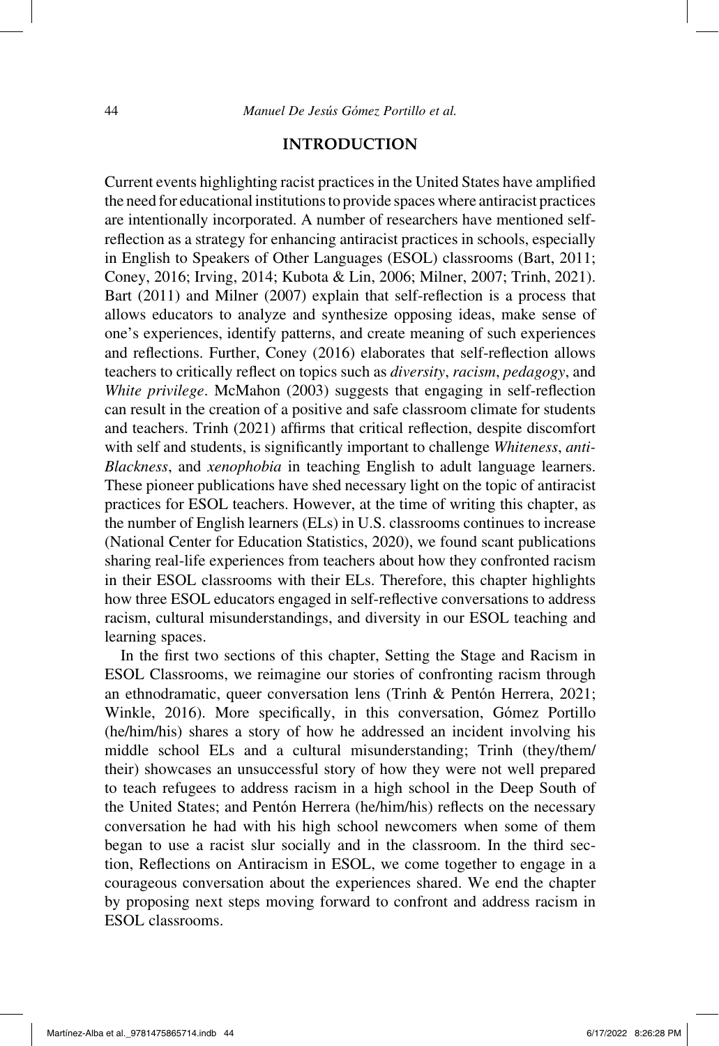## INTRODUCTION

Current events highlighting racist practices in the United States have amplified the need for educational institutions to provide spaces where antiracist practices are intentionally incorporated. A number of researchers have mentioned self-reflection as a strategy for enhancing antiracist practices in schools, especially in English to Speakers of Other Languages (ESOL) classrooms (Bart, 2011; Coney, 2016; Irving, 2014; Kubota & Lin, 2006; Milner, 2007; Trinh, 2021). Bart (2011) and Milner (2007) explain that self-reflection is a process that allows educators to analyze and synthesize opposing ideas, make sense of one's experiences, identify patterns, and create meaning of such experiences and reflections. Further, Coney (2016) elaborates that self-reflection allows teachers to critically reflect on topics such as *diversity*, *racism*, *pedagogy*, and *White privilege*. McMahon (2003) suggests that engaging in self-reflection can result in the creation of a positive and safe classroom climate for students and teachers. Trinh (2021) affirms that critical reflection, despite discomfort with self and students, is significantly important to challenge *Whiteness*, *anti-Blackness*, and *xenophobia* in teaching English to adult language learners. These pioneer publications have shed necessary light on the topic of antiracist practices for ESOL teachers. However, at the time of writing this chapter, as the number of English learners (ELs) in U.S. classrooms continues to increase (National Center for Education Statistics, 2020), we found scant publications sharing real-life experiences from teachers about how they confronted racism in their ESOL classrooms with their ELs. Therefore, this chapter highlights how three ESOL educators engaged in self-reflective conversations to address racism, cultural misunderstandings, and diversity in our ESOL teaching and learning spaces.

In the first two sections of this chapter, Setting the Stage and Racism in ESOL Classrooms, we reimagine our stories of confronting racism through an ethnodramatic, queer conversation lens (Trinh & Pentón Herrera, 2021; Winkle, 2016). More specifically, in this conversation, Gómez Portillo (he/him/his) shares a story of how he addressed an incident involving his middle school ELs and a cultural misunderstanding; Trinh (they/them/their) showcases an unsuccessful story of how they were not well prepared to teach refugees to address racism in a high school in the Deep South of the United States; and Pentón Herrera (he/him/his) reflects on the necessary conversation he had with his high school newcomers when some of them began to use a racist slur socially and in the classroom. In the third section, Reflections on Antiracism in ESOL, we come together to engage in a courageous conversation about the experiences shared. We end the chapter by proposing next steps moving forward to confront and address racism in ESOL classrooms.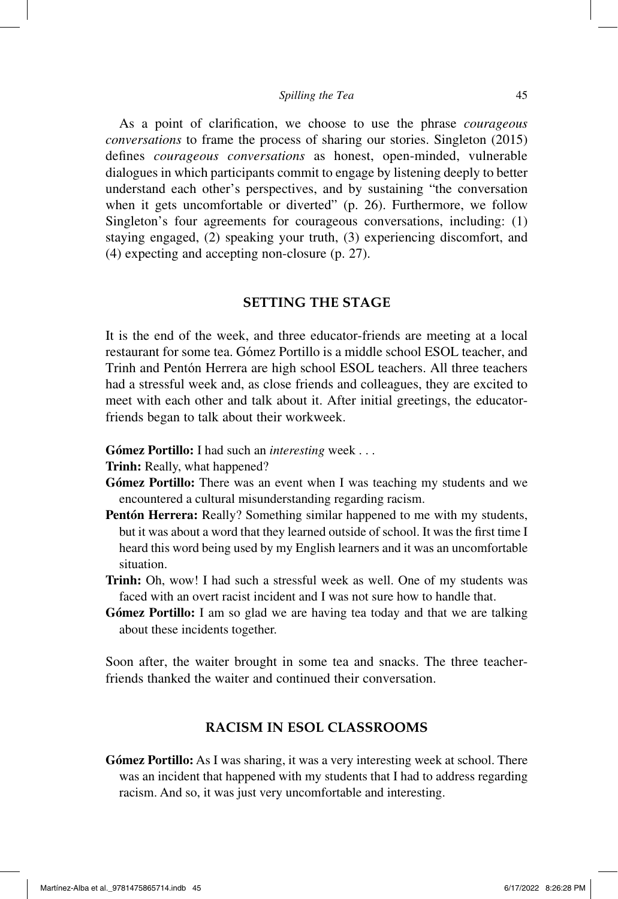As a point of clarification, we choose to use the phrase *courageous conversations* to frame the process of sharing our stories. Singleton (2015) defines *courageous conversations* as honest, open-minded, vulnerable dialogues in which participants commit to engage by listening deeply to better understand each other's perspectives, and by sustaining "the conversation when it gets uncomfortable or diverted" (p. 26). Furthermore, we follow Singleton's four agreements for courageous conversations, including: (1) staying engaged, (2) speaking your truth, (3) experiencing discomfort, and (4) expecting and accepting non-closure (p. 27).

## SETTING THE STAGE

It is the end of the week, and three educator-friends are meeting at a local restaurant for some tea. Gómez Portillo is a middle school ESOL teacher, and Trinh and Pentón Herrera are high school ESOL teachers. All three teachers had a stressful week and, as close friends and colleagues, they are excited to meet with each other and talk about it. After initial greetings, the educator-friends began to talk about their workweek.

**Gómez Portillo:** I had such an *interesting* week . . .

**Trinh:** Really, what happened?

**Gómez Portillo:** There was an event when I was teaching my students and we encountered a cultural misunderstanding regarding racism.

**Pentón Herrera:** Really? Something similar happened to me with my students, but it was about a word that they learned outside of school. It was the first time I heard this word being used by my English learners and it was an uncomfortable situation.

**Trinh:** Oh, wow! I had such a stressful week as well. One of my students was faced with an overt racist incident and I was not sure how to handle that.

**Gómez Portillo:** I am so glad we are having tea today and that we are talking about these incidents together.

Soon after, the waiter brought in some tea and snacks. The three teacher-friends thanked the waiter and continued their conversation.

## RACISM IN ESOL CLASSROOMS

**Gómez Portillo:** As I was sharing, it was a very interesting week at school. There was an incident that happened with my students that I had to address regarding racism. And so, it was just very uncomfortable and interesting.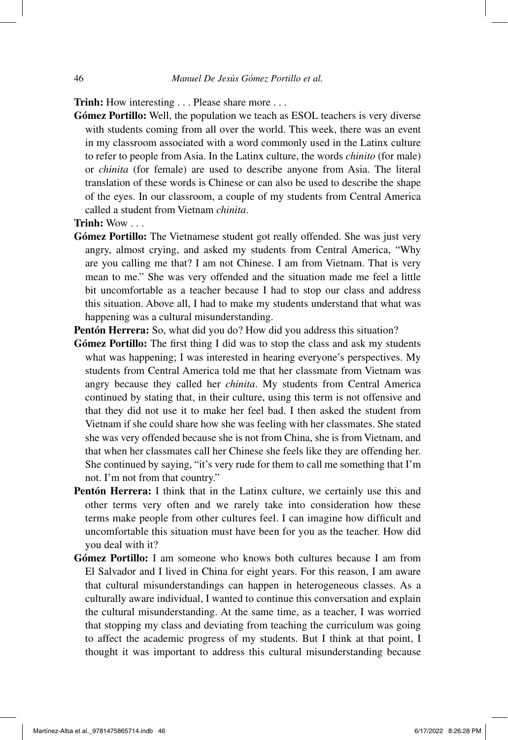**Trinh:** How interesting . . . Please share more . . .

**Gómez Portillo:** Well, the population we teach as ESOL teachers is very diverse with students coming from all over the world. This week, there was an event in my classroom associated with a word commonly used in the Latinx culture to refer to people from Asia. In the Latinx culture, the words *chinito* (for male) or *chinita* (for female) are used to describe anyone from Asia. The literal translation of these words is Chinese or can also be used to describe the shape of the eyes. In our classroom, a couple of my students from Central America called a student from Vietnam *chinita*.

**Trinh:** Wow . . .

**Gómez Portillo:** The Vietnamese student got really offended. She was just very angry, almost crying, and asked my students from Central America, "Why are you calling me that? I am not Chinese. I am from Vietnam. That is very mean to me." She was very offended and the situation made me feel a little bit uncomfortable as a teacher because I had to stop our class and address this situation. Above all, I had to make my students understand that what was happening was a cultural misunderstanding.

**Pentón Herrera:** So, what did you do? How did you address this situation?

**Gómez Portillo:** The first thing I did was to stop the class and ask my students what was happening; I was interested in hearing everyone's perspectives. My students from Central America told me that her classmate from Vietnam was angry because they called her *chinita*. My students from Central America continued by stating that, in their culture, using this term is not offensive and that they did not use it to make her feel bad. I then asked the student from Vietnam if she could share how she was feeling with her classmates. She stated she was very offended because she is not from China, she is from Vietnam, and that when her classmates call her Chinese she feels like they are offending her. She continued by saying, "it's very rude for them to call me something that I'm not. I'm not from that country."

**Pentón Herrera:** I think that in the Latinx culture, we certainly use this and other terms very often and we rarely take into consideration how these terms make people from other cultures feel. I can imagine how difficult and uncomfortable this situation must have been for you as the teacher. How did you deal with it?

**Gómez Portillo:** I am someone who knows both cultures because I am from El Salvador and I lived in China for eight years. For this reason, I am aware that cultural misunderstandings can happen in heterogeneous classes. As a culturally aware individual, I wanted to continue this conversation and explain the cultural misunderstanding. At the same time, as a teacher, I was worried that stopping my class and deviating from teaching the curriculum was going to affect the academic progress of my students. But I think at that point, I thought it was important to address this cultural misunderstanding because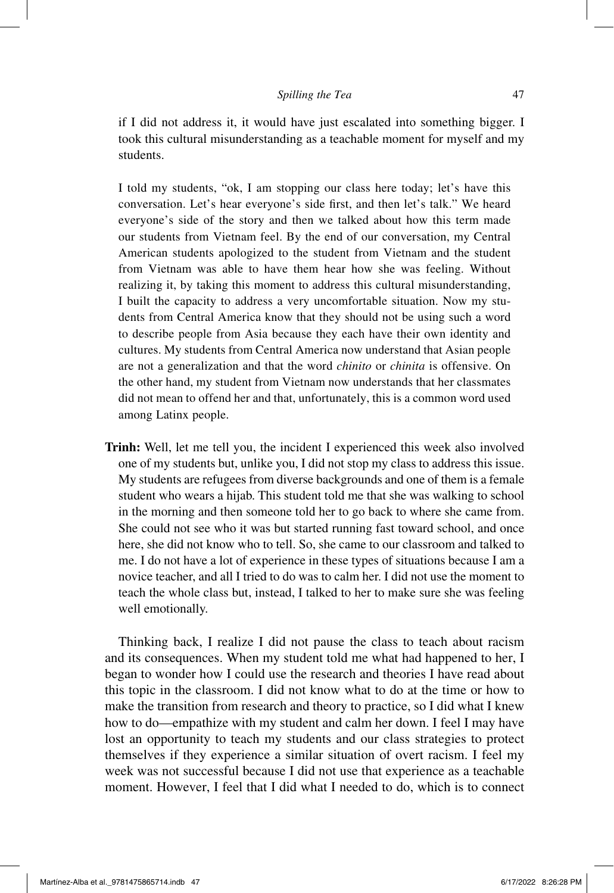if I did not address it, it would have just escalated into something bigger. I took this cultural misunderstanding as a teachable moment for myself and my students.

I told my students, "ok, I am stopping our class here today; let's have this conversation. Let's hear everyone's side first, and then let's talk." We heard everyone's side of the story and then we talked about how this term made our students from Vietnam feel. By the end of our conversation, my Central American students apologized to the student from Vietnam and the student from Vietnam was able to have them hear how she was feeling. Without realizing it, by taking this moment to address this cultural misunderstanding, I built the capacity to address a very uncomfortable situation. Now my students from Central America know that they should not be using such a word to describe people from Asia because they each have their own identity and cultures. My students from Central America now understand that Asian people are not a generalization and that the word *chinito* or *chinita* is offensive. On the other hand, my student from Vietnam now understands that her classmates did not mean to offend her and that, unfortunately, this is a common word used among Latinx people.

**Trinh:** Well, let me tell you, the incident I experienced this week also involved one of my students but, unlike you, I did not stop my class to address this issue. My students are refugees from diverse backgrounds and one of them is a female student who wears a hijab. This student told me that she was walking to school in the morning and then someone told her to go back to where she came from. She could not see who it was but started running fast toward school, and once here, she did not know who to tell. So, she came to our classroom and talked to me. I do not have a lot of experience in these types of situations because I am a novice teacher, and all I tried to do was to calm her. I did not use the moment to teach the whole class but, instead, I talked to her to make sure she was feeling well emotionally.

Thinking back, I realize I did not pause the class to teach about racism and its consequences. When my student told me what had happened to her, I began to wonder how I could use the research and theories I have read about this topic in the classroom. I did not know what to do at the time or how to make the transition from research and theory to practice, so I did what I knew how to do—empathize with my student and calm her down. I feel I may have lost an opportunity to teach my students and our class strategies to protect themselves if they experience a similar situation of overt racism. I feel my week was not successful because I did not use that experience as a teachable moment. However, I feel that I did what I needed to do, which is to connect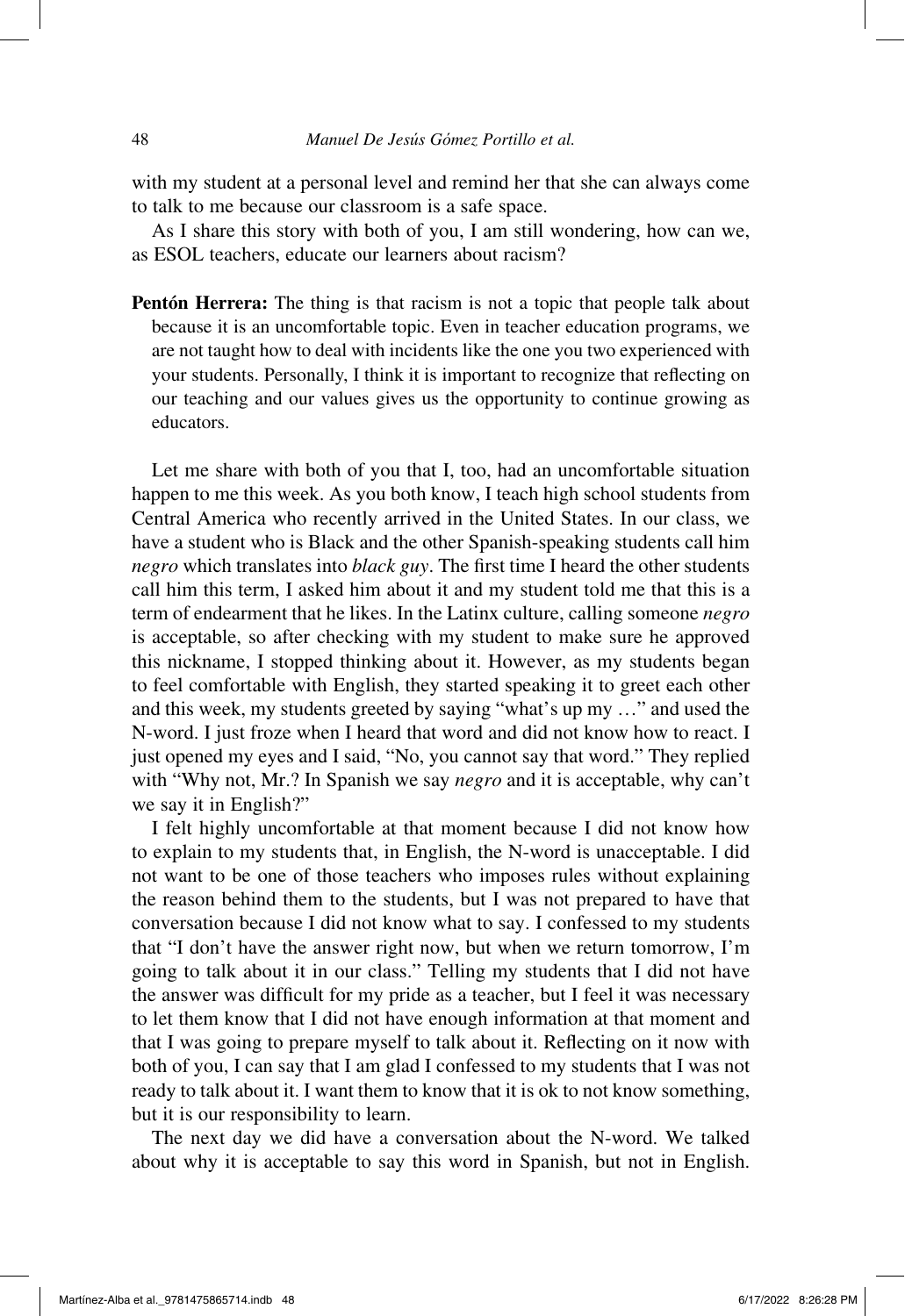with my student at a personal level and remind her that she can always come to talk to me because our classroom is a safe space.

As I share this story with both of you, I am still wondering, how can we, as ESOL teachers, educate our learners about racism?

**Pentón Herrera:** The thing is that racism is not a topic that people talk about because it is an uncomfortable topic. Even in teacher education programs, we are not taught how to deal with incidents like the one you two experienced with your students. Personally, I think it is important to recognize that reflecting on our teaching and our values gives us the opportunity to continue growing as educators.

Let me share with both of you that I, too, had an uncomfortable situation happen to me this week. As you both know, I teach high school students from Central America who recently arrived in the United States. In our class, we have a student who is Black and the other Spanish-speaking students call him *negro* which translates into *black guy*. The first time I heard the other students call him this term, I asked him about it and my student told me that this is a term of endearment that he likes. In the Latinx culture, calling someone *negro* is acceptable, so after checking with my student to make sure he approved this nickname, I stopped thinking about it. However, as my students began to feel comfortable with English, they started speaking it to greet each other and this week, my students greeted by saying "what's up my …" and used the N-word. I just froze when I heard that word and did not know how to react. I just opened my eyes and I said, "No, you cannot say that word." They replied with "Why not, Mr.? In Spanish we say *negro* and it is acceptable, why can't we say it in English?"

I felt highly uncomfortable at that moment because I did not know how to explain to my students that, in English, the N-word is unacceptable. I did not want to be one of those teachers who imposes rules without explaining the reason behind them to the students, but I was not prepared to have that conversation because I did not know what to say. I confessed to my students that "I don't have the answer right now, but when we return tomorrow, I'm going to talk about it in our class." Telling my students that I did not have the answer was difficult for my pride as a teacher, but I feel it was necessary to let them know that I did not have enough information at that moment and that I was going to prepare myself to talk about it. Reflecting on it now with both of you, I can say that I am glad I confessed to my students that I was not ready to talk about it. I want them to know that it is ok to not know something, but it is our responsibility to learn.

The next day we did have a conversation about the N-word. We talked about why it is acceptable to say this word in Spanish, but not in English.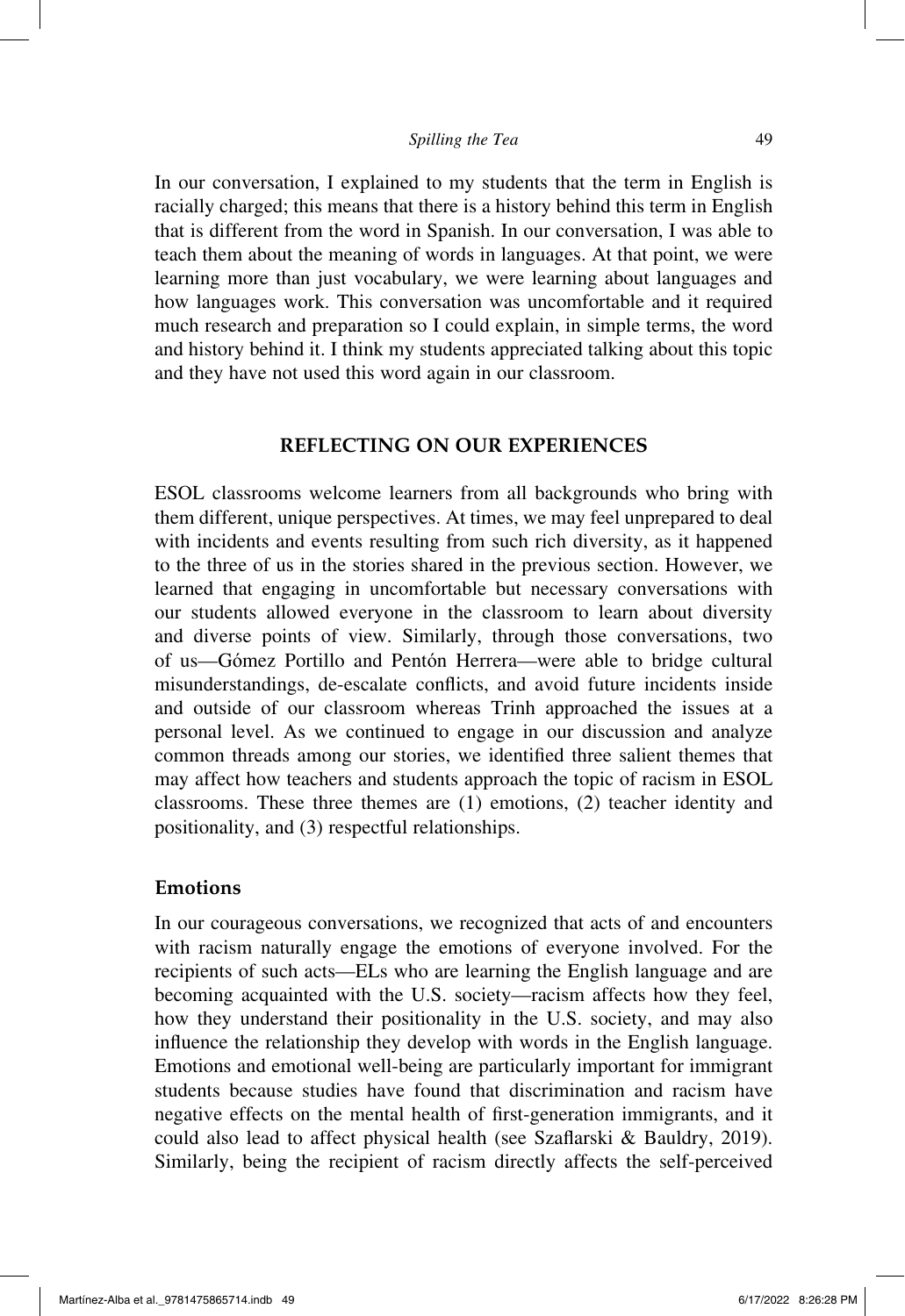In our conversation, I explained to my students that the term in English is racially charged; this means that there is a history behind this term in English that is different from the word in Spanish. In our conversation, I was able to teach them about the meaning of words in languages. At that point, we were learning more than just vocabulary, we were learning about languages and how languages work. This conversation was uncomfortable and it required much research and preparation so I could explain, in simple terms, the word and history behind it. I think my students appreciated talking about this topic and they have not used this word again in our classroom.

## REFLECTING ON OUR EXPERIENCES

ESOL classrooms welcome learners from all backgrounds who bring with them different, unique perspectives. At times, we may feel unprepared to deal with incidents and events resulting from such rich diversity, as it happened to the three of us in the stories shared in the previous section. However, we learned that engaging in uncomfortable but necessary conversations with our students allowed everyone in the classroom to learn about diversity and diverse points of view. Similarly, through those conversations, two of us—Gómez Portillo and Pentón Herrera—were able to bridge cultural misunderstandings, de-escalate conflicts, and avoid future incidents inside and outside of our classroom whereas Trinh approached the issues at a personal level. As we continued to engage in our discussion and analyze common threads among our stories, we identified three salient themes that may affect how teachers and students approach the topic of racism in ESOL classrooms. These three themes are (1) emotions, (2) teacher identity and positionality, and (3) respectful relationships.

### Emotions

In our courageous conversations, we recognized that acts of and encounters with racism naturally engage the emotions of everyone involved. For the recipients of such acts—ELs who are learning the English language and are becoming acquainted with the U.S. society—racism affects how they feel, how they understand their positionality in the U.S. society, and may also influence the relationship they develop with words in the English language. Emotions and emotional well-being are particularly important for immigrant students because studies have found that discrimination and racism have negative effects on the mental health of first-generation immigrants, and it could also lead to affect physical health (see Szaflarski & Bauldry, 2019). Similarly, being the recipient of racism directly affects the self-perceived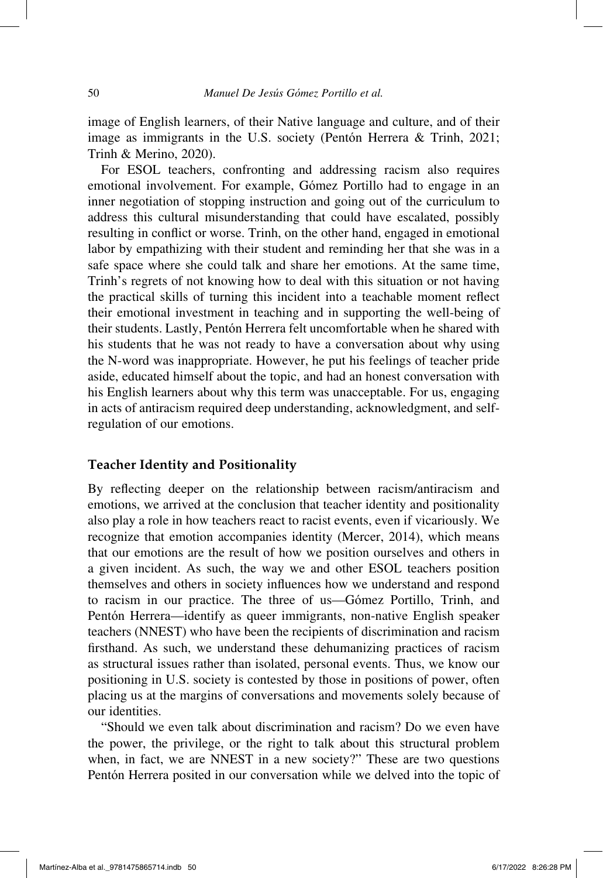image of English learners, of their Native language and culture, and of their image as immigrants in the U.S. society (Pentón Herrera & Trinh, 2021; Trinh & Merino, 2020).

For ESOL teachers, confronting and addressing racism also requires emotional involvement. For example, Gómez Portillo had to engage in an inner negotiation of stopping instruction and going out of the curriculum to address this cultural misunderstanding that could have escalated, possibly resulting in conflict or worse. Trinh, on the other hand, engaged in emotional labor by empathizing with their student and reminding her that she was in a safe space where she could talk and share her emotions. At the same time, Trinh's regrets of not knowing how to deal with this situation or not having the practical skills of turning this incident into a teachable moment reflect their emotional investment in teaching and in supporting the well-being of their students. Lastly, Pentón Herrera felt uncomfortable when he shared with his students that he was not ready to have a conversation about why using the N-word was inappropriate. However, he put his feelings of teacher pride aside, educated himself about the topic, and had an honest conversation with his English learners about why this term was unacceptable. For us, engaging in acts of antiracism required deep understanding, acknowledgment, and self-regulation of our emotions.

## Teacher Identity and Positionality

By reflecting deeper on the relationship between racism/antiracism and emotions, we arrived at the conclusion that teacher identity and positionality also play a role in how teachers react to racist events, even if vicariously. We recognize that emotion accompanies identity (Mercer, 2014), which means that our emotions are the result of how we position ourselves and others in a given incident. As such, the way we and other ESOL teachers position themselves and others in society influences how we understand and respond to racism in our practice. The three of us—Gómez Portillo, Trinh, and Pentón Herrera—identify as queer immigrants, non-native English speaker teachers (NNEST) who have been the recipients of discrimination and racism firsthand. As such, we understand these dehumanizing practices of racism as structural issues rather than isolated, personal events. Thus, we know our positioning in U.S. society is contested by those in positions of power, often placing us at the margins of conversations and movements solely because of our identities.

"Should we even talk about discrimination and racism? Do we even have the power, the privilege, or the right to talk about this structural problem when, in fact, we are NNEST in a new society?" These are two questions Pentón Herrera posited in our conversation while we delved into the topic of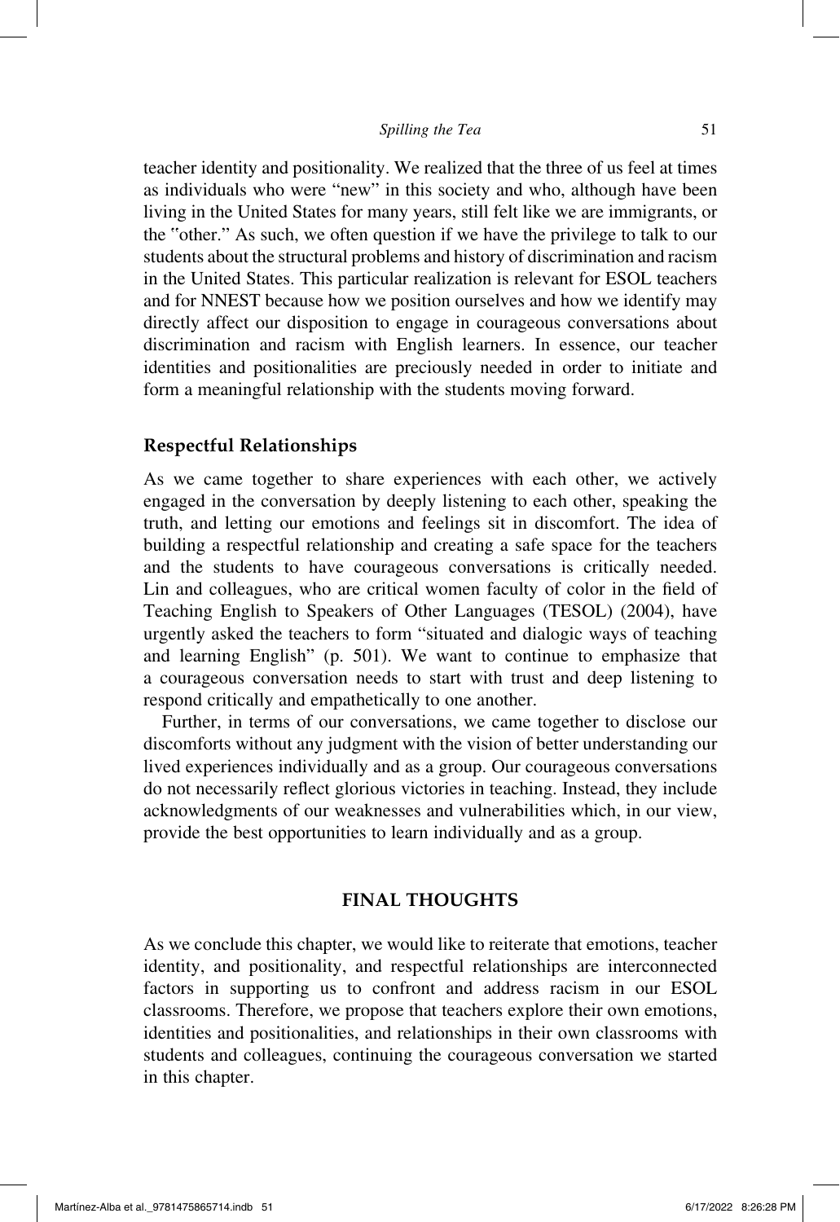teacher identity and positionality. We realized that the three of us feel at times as individuals who were "new" in this society and who, although have been living in the United States for many years, still felt like we are immigrants, or the "other." As such, we often question if we have the privilege to talk to our students about the structural problems and history of discrimination and racism in the United States. This particular realization is relevant for ESOL teachers and for NNEST because how we position ourselves and how we identify may directly affect our disposition to engage in courageous conversations about discrimination and racism with English learners. In essence, our teacher identities and positionalities are preciously needed in order to initiate and form a meaningful relationship with the students moving forward.

### Respectful Relationships

As we came together to share experiences with each other, we actively engaged in the conversation by deeply listening to each other, speaking the truth, and letting our emotions and feelings sit in discomfort. The idea of building a respectful relationship and creating a safe space for the teachers and the students to have courageous conversations is critically needed. Lin and colleagues, who are critical women faculty of color in the field of Teaching English to Speakers of Other Languages (TESOL) (2004), have urgently asked the teachers to form "situated and dialogic ways of teaching and learning English" (p. 501). We want to continue to emphasize that a courageous conversation needs to start with trust and deep listening to respond critically and empathetically to one another.

Further, in terms of our conversations, we came together to disclose our discomforts without any judgment with the vision of better understanding our lived experiences individually and as a group. Our courageous conversations do not necessarily reflect glorious victories in teaching. Instead, they include acknowledgments of our weaknesses and vulnerabilities which, in our view, provide the best opportunities to learn individually and as a group.

## FINAL THOUGHTS

As we conclude this chapter, we would like to reiterate that emotions, teacher identity, and positionality, and respectful relationships are interconnected factors in supporting us to confront and address racism in our ESOL classrooms. Therefore, we propose that teachers explore their own emotions, identities and positionalities, and relationships in their own classrooms with students and colleagues, continuing the courageous conversation we started in this chapter.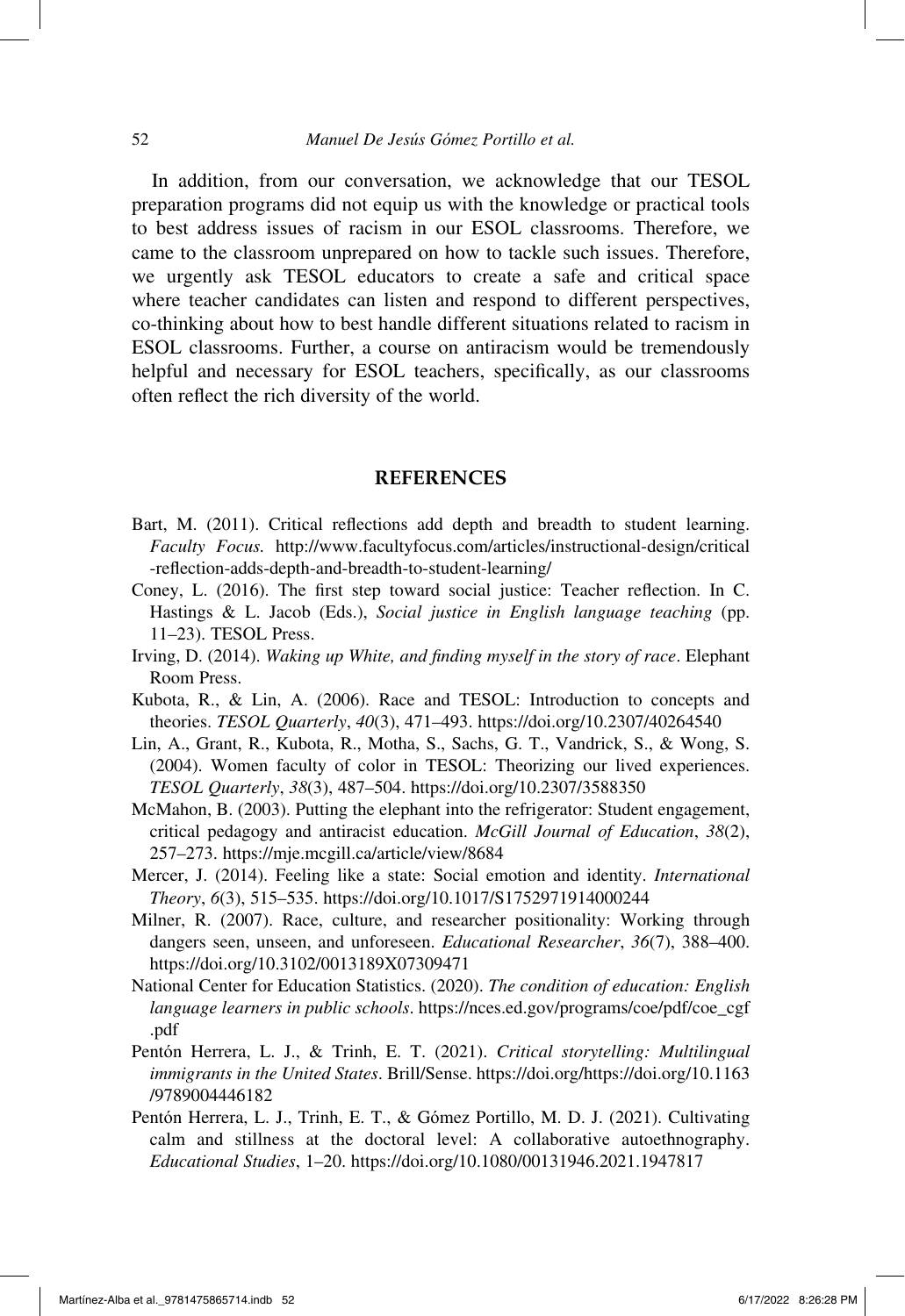In addition, from our conversation, we acknowledge that our TESOL preparation programs did not equip us with the knowledge or practical tools to best address issues of racism in our ESOL classrooms. Therefore, we came to the classroom unprepared on how to tackle such issues. Therefore, we urgently ask TESOL educators to create a safe and critical space where teacher candidates can listen and respond to different perspectives, co-thinking about how to best handle different situations related to racism in ESOL classrooms. Further, a course on antiracism would be tremendously helpful and necessary for ESOL teachers, specifically, as our classrooms often reflect the rich diversity of the world.

## REFERENCES

Bart, M. (2011). Critical reflections add depth and breadth to student learning. *Faculty Focus.* http://www.facultyfocus.com/articles/instructional-design/critical-reflection-adds-depth-and-breadth-to-student-learning/

Coney, L. (2016). The first step toward social justice: Teacher reflection. In C. Hastings & L. Jacob (Eds.), *Social justice in English language teaching* (pp. 11–23). TESOL Press.

Irving, D. (2014). *Waking up White, and finding myself in the story of race*. Elephant Room Press.

Kubota, R., & Lin, A. (2006). Race and TESOL: Introduction to concepts and theories. *TESOL Quarterly*, *40*(3), 471–493. https://doi.org/10.2307/40264540

Lin, A., Grant, R., Kubota, R., Motha, S., Sachs, G. T., Vandrick, S., & Wong, S. (2004). Women faculty of color in TESOL: Theorizing our lived experiences. *TESOL Quarterly*, *38*(3), 487–504. https://doi.org/10.2307/3588350

McMahon, B. (2003). Putting the elephant into the refrigerator: Student engagement, critical pedagogy and antiracist education. *McGill Journal of Education*, *38*(2), 257–273. https://mje.mcgill.ca/article/view/8684

Mercer, J. (2014). Feeling like a state: Social emotion and identity. *International Theory*, *6*(3), 515–535. https://doi.org/10.1017/S1752971914000244

Milner, R. (2007). Race, culture, and researcher positionality: Working through dangers seen, unseen, and unforeseen. *Educational Researcher*, *36*(7), 388–400. https://doi.org/10.3102/0013189X07309471

National Center for Education Statistics. (2020). *The condition of education: English language learners in public schools*. https://nces.ed.gov/programs/coe/pdf/coe_cgf.pdf

Pentón Herrera, L. J., & Trinh, E. T. (2021). *Critical storytelling: Multilingual immigrants in the United States*. Brill/Sense. https://doi.org/https://doi.org/10.1163/9789004446182

Pentón Herrera, L. J., Trinh, E. T., & Gómez Portillo, M. D. J. (2021). Cultivating calm and stillness at the doctoral level: A collaborative autoethnography. *Educational Studies*, 1–20. https://doi.org/10.1080/00131946.2021.1947817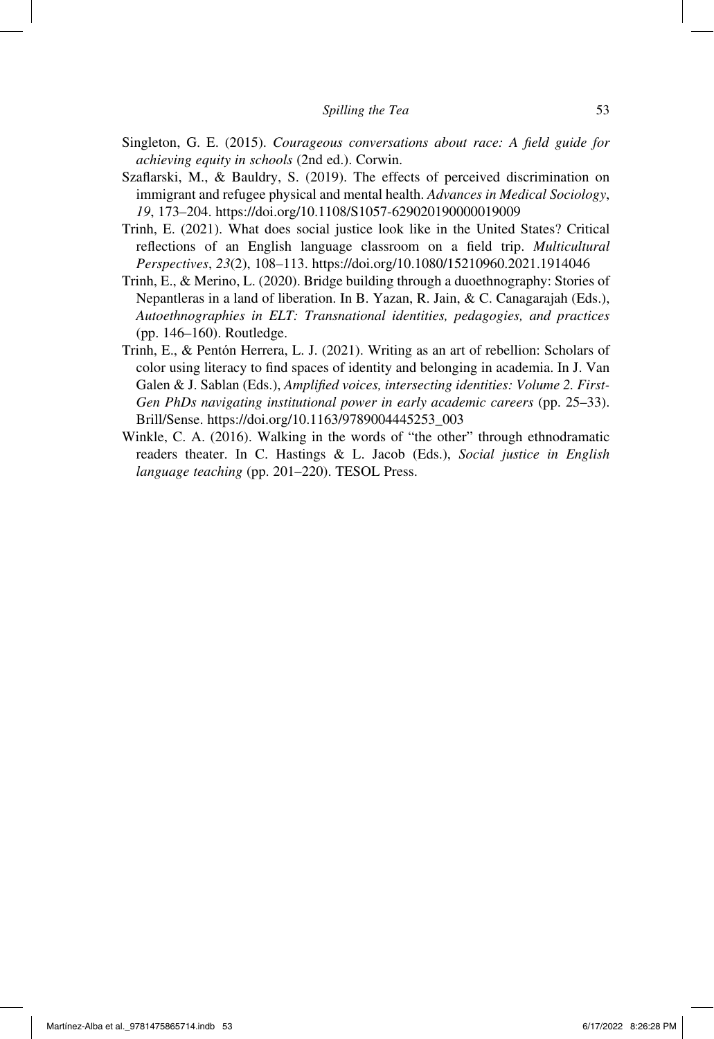Singleton, G. E. (2015). *Courageous conversations about race: A field guide for achieving equity in schools* (2nd ed.). Corwin.

Szaflarski, M., & Bauldry, S. (2019). The effects of perceived discrimination on immigrant and refugee physical and mental health. *Advances in Medical Sociology*, *19*, 173–204. https://doi.org/10.1108/S1057-629020190000019009

Trinh, E. (2021). What does social justice look like in the United States? Critical reflections of an English language classroom on a field trip. *Multicultural Perspectives*, *23*(2), 108–113. https://doi.org/10.1080/15210960.2021.1914046

Trinh, E., & Merino, L. (2020). Bridge building through a duoethnography: Stories of Nepantleras in a land of liberation. In B. Yazan, R. Jain, & C. Canagarajah (Eds.), *Autoethnographies in ELT: Transnational identities, pedagogies, and practices* (pp. 146–160). Routledge.

Trinh, E., & Pentón Herrera, L. J. (2021). Writing as an art of rebellion: Scholars of color using literacy to find spaces of identity and belonging in academia. In J. Van Galen & J. Sablan (Eds.), *Amplified voices, intersecting identities: Volume 2. First-Gen PhDs navigating institutional power in early academic careers* (pp. 25–33). Brill/Sense. https://doi.org/10.1163/9789004445253_003

Winkle, C. A. (2016). Walking in the words of "the other" through ethnodramatic readers theater. In C. Hastings & L. Jacob (Eds.), *Social justice in English language teaching* (pp. 201–220). TESOL Press.